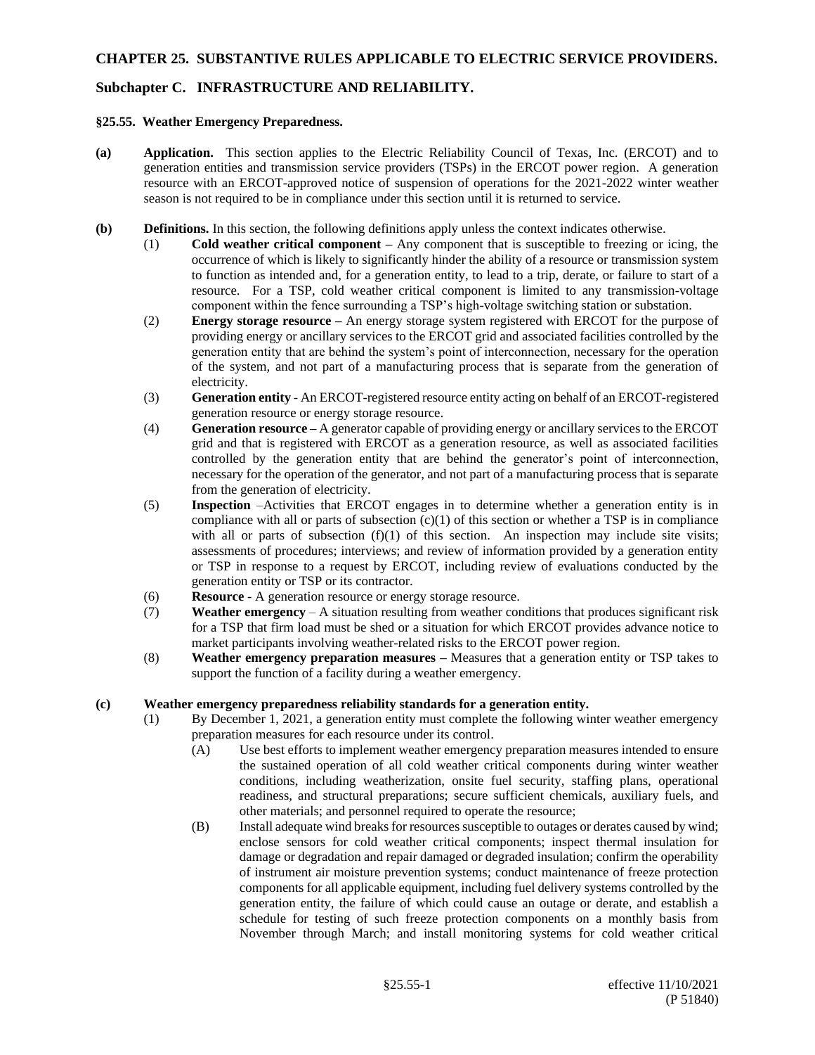## CHAPTER 25. SUBSTANTIVE RULES APPLICABLE TO ELECTRIC SERVICE PROVIDERS.

## Subchapter C. INFRASTRUCTURE AND RELIABILITY.

### §25.55. Weather Emergency Preparedness.

**(a) Application.** This section applies to the Electric Reliability Council of Texas, Inc. (ERCOT) and to generation entities and transmission service providers (TSPs) in the ERCOT power region. A generation resource with an ERCOT-approved notice of suspension of operations for the 2021-2022 winter weather season is not required to be in compliance under this section until it is returned to service.

**(b) Definitions.** In this section, the following definitions apply unless the context indicates otherwise.

(1) **Cold weather critical component –** Any component that is susceptible to freezing or icing, the occurrence of which is likely to significantly hinder the ability of a resource or transmission system to function as intended and, for a generation entity, to lead to a trip, derate, or failure to start of a resource. For a TSP, cold weather critical component is limited to any transmission-voltage component within the fence surrounding a TSP's high-voltage switching station or substation.

(2) **Energy storage resource –** An energy storage system registered with ERCOT for the purpose of providing energy or ancillary services to the ERCOT grid and associated facilities controlled by the generation entity that are behind the system's point of interconnection, necessary for the operation of the system, and not part of a manufacturing process that is separate from the generation of electricity.

(3) **Generation entity** - An ERCOT-registered resource entity acting on behalf of an ERCOT-registered generation resource or energy storage resource.

(4) **Generation resource –** A generator capable of providing energy or ancillary services to the ERCOT grid and that is registered with ERCOT as a generation resource, as well as associated facilities controlled by the generation entity that are behind the generator's point of interconnection, necessary for the operation of the generator, and not part of a manufacturing process that is separate from the generation of electricity.

(5) **Inspection** –Activities that ERCOT engages in to determine whether a generation entity is in compliance with all or parts of subsection (c)(1) of this section or whether a TSP is in compliance with all or parts of subsection (f)(1) of this section. An inspection may include site visits; assessments of procedures; interviews; and review of information provided by a generation entity or TSP in response to a request by ERCOT, including review of evaluations conducted by the generation entity or TSP or its contractor.

(6) **Resource** - A generation resource or energy storage resource.

(7) **Weather emergency** – A situation resulting from weather conditions that produces significant risk for a TSP that firm load must be shed or a situation for which ERCOT provides advance notice to market participants involving weather-related risks to the ERCOT power region.

(8) **Weather emergency preparation measures –** Measures that a generation entity or TSP takes to support the function of a facility during a weather emergency.

**(c) Weather emergency preparedness reliability standards for a generation entity.**

(1) By December 1, 2021, a generation entity must complete the following winter weather emergency preparation measures for each resource under its control.

(A) Use best efforts to implement weather emergency preparation measures intended to ensure the sustained operation of all cold weather critical components during winter weather conditions, including weatherization, onsite fuel security, staffing plans, operational readiness, and structural preparations; secure sufficient chemicals, auxiliary fuels, and other materials; and personnel required to operate the resource;

(B) Install adequate wind breaks for resources susceptible to outages or derates caused by wind; enclose sensors for cold weather critical components; inspect thermal insulation for damage or degradation and repair damaged or degraded insulation; confirm the operability of instrument air moisture prevention systems; conduct maintenance of freeze protection components for all applicable equipment, including fuel delivery systems controlled by the generation entity, the failure of which could cause an outage or derate, and establish a schedule for testing of such freeze protection components on a monthly basis from November through March; and install monitoring systems for cold weather critical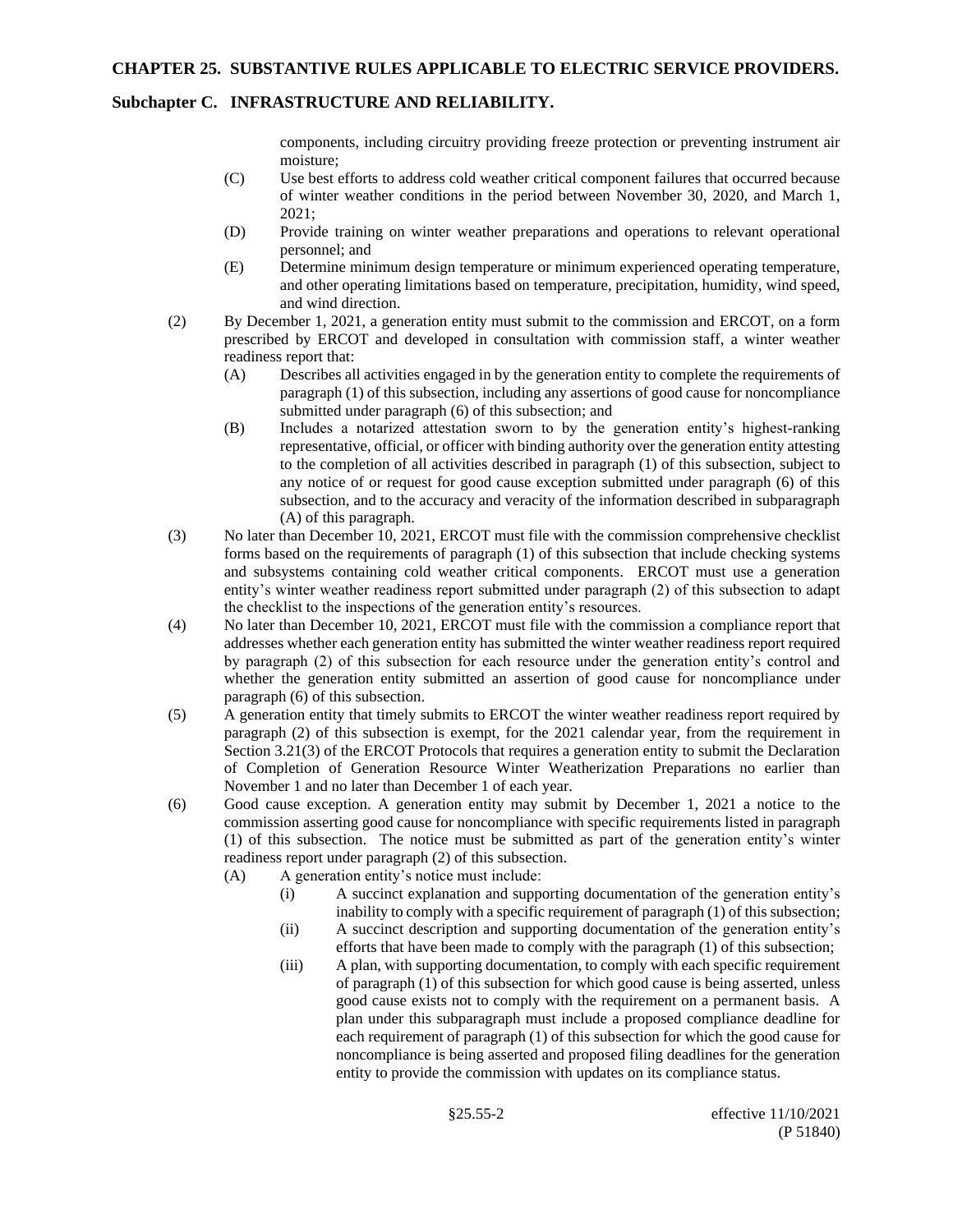components, including circuitry providing freeze protection or preventing instrument air moisture;

(C) Use best efforts to address cold weather critical component failures that occurred because of winter weather conditions in the period between November 30, 2020, and March 1, 2021;

(D) Provide training on winter weather preparations and operations to relevant operational personnel; and

(E) Determine minimum design temperature or minimum experienced operating temperature, and other operating limitations based on temperature, precipitation, humidity, wind speed, and wind direction.

(2) By December 1, 2021, a generation entity must submit to the commission and ERCOT, on a form prescribed by ERCOT and developed in consultation with commission staff, a winter weather readiness report that:

(A) Describes all activities engaged in by the generation entity to complete the requirements of paragraph (1) of this subsection, including any assertions of good cause for noncompliance submitted under paragraph (6) of this subsection; and

(B) Includes a notarized attestation sworn to by the generation entity's highest-ranking representative, official, or officer with binding authority over the generation entity attesting to the completion of all activities described in paragraph (1) of this subsection, subject to any notice of or request for good cause exception submitted under paragraph (6) of this subsection, and to the accuracy and veracity of the information described in subparagraph (A) of this paragraph.

(3) No later than December 10, 2021, ERCOT must file with the commission comprehensive checklist forms based on the requirements of paragraph (1) of this subsection that include checking systems and subsystems containing cold weather critical components. ERCOT must use a generation entity's winter weather readiness report submitted under paragraph (2) of this subsection to adapt the checklist to the inspections of the generation entity's resources.

(4) No later than December 10, 2021, ERCOT must file with the commission a compliance report that addresses whether each generation entity has submitted the winter weather readiness report required by paragraph (2) of this subsection for each resource under the generation entity's control and whether the generation entity submitted an assertion of good cause for noncompliance under paragraph (6) of this subsection.

(5) A generation entity that timely submits to ERCOT the winter weather readiness report required by paragraph (2) of this subsection is exempt, for the 2021 calendar year, from the requirement in Section 3.21(3) of the ERCOT Protocols that requires a generation entity to submit the Declaration of Completion of Generation Resource Winter Weatherization Preparations no earlier than November 1 and no later than December 1 of each year.

(6) Good cause exception. A generation entity may submit by December 1, 2021 a notice to the commission asserting good cause for noncompliance with specific requirements listed in paragraph (1) of this subsection. The notice must be submitted as part of the generation entity's winter readiness report under paragraph (2) of this subsection.

(A) A generation entity's notice must include:

(i) A succinct explanation and supporting documentation of the generation entity's inability to comply with a specific requirement of paragraph (1) of this subsection;

(ii) A succinct description and supporting documentation of the generation entity's efforts that have been made to comply with the paragraph (1) of this subsection;

(iii) A plan, with supporting documentation, to comply with each specific requirement of paragraph (1) of this subsection for which good cause is being asserted, unless good cause exists not to comply with the requirement on a permanent basis. A plan under this subparagraph must include a proposed compliance deadline for each requirement of paragraph (1) of this subsection for which the good cause for noncompliance is being asserted and proposed filing deadlines for the generation entity to provide the commission with updates on its compliance status.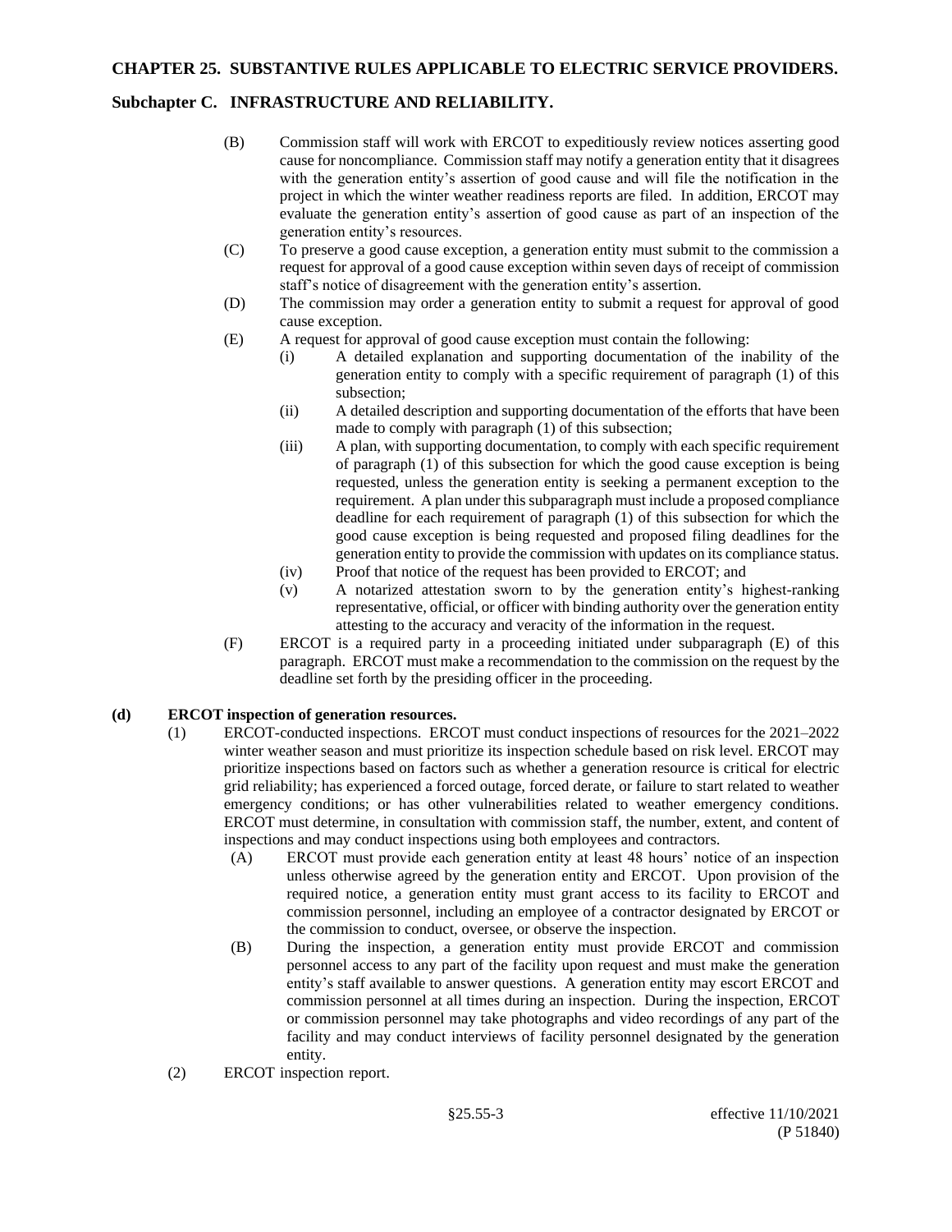(B) Commission staff will work with ERCOT to expeditiously review notices asserting good cause for noncompliance. Commission staff may notify a generation entity that it disagrees with the generation entity's assertion of good cause and will file the notification in the project in which the winter weather readiness reports are filed. In addition, ERCOT may evaluate the generation entity's assertion of good cause as part of an inspection of the generation entity's resources.

(C) To preserve a good cause exception, a generation entity must submit to the commission a request for approval of a good cause exception within seven days of receipt of commission staff's notice of disagreement with the generation entity's assertion.

(D) The commission may order a generation entity to submit a request for approval of good cause exception.

(E) A request for approval of good cause exception must contain the following:

(i) A detailed explanation and supporting documentation of the inability of the generation entity to comply with a specific requirement of paragraph (1) of this subsection;

(ii) A detailed description and supporting documentation of the efforts that have been made to comply with paragraph (1) of this subsection;

(iii) A plan, with supporting documentation, to comply with each specific requirement of paragraph (1) of this subsection for which the good cause exception is being requested, unless the generation entity is seeking a permanent exception to the requirement. A plan under this subparagraph must include a proposed compliance deadline for each requirement of paragraph (1) of this subsection for which the good cause exception is being requested and proposed filing deadlines for the generation entity to provide the commission with updates on its compliance status.

(iv) Proof that notice of the request has been provided to ERCOT; and

(v) A notarized attestation sworn to by the generation entity's highest-ranking representative, official, or officer with binding authority over the generation entity attesting to the accuracy and veracity of the information in the request.

(F) ERCOT is a required party in a proceeding initiated under subparagraph (E) of this paragraph. ERCOT must make a recommendation to the commission on the request by the deadline set forth by the presiding officer in the proceeding.

**(d) ERCOT inspection of generation resources.**

(1) ERCOT-conducted inspections. ERCOT must conduct inspections of resources for the 2021–2022 winter weather season and must prioritize its inspection schedule based on risk level. ERCOT may prioritize inspections based on factors such as whether a generation resource is critical for electric grid reliability; has experienced a forced outage, forced derate, or failure to start related to weather emergency conditions; or has other vulnerabilities related to weather emergency conditions. ERCOT must determine, in consultation with commission staff, the number, extent, and content of inspections and may conduct inspections using both employees and contractors.

(A) ERCOT must provide each generation entity at least 48 hours' notice of an inspection unless otherwise agreed by the generation entity and ERCOT. Upon provision of the required notice, a generation entity must grant access to its facility to ERCOT and commission personnel, including an employee of a contractor designated by ERCOT or the commission to conduct, oversee, or observe the inspection.

(B) During the inspection, a generation entity must provide ERCOT and commission personnel access to any part of the facility upon request and must make the generation entity's staff available to answer questions. A generation entity may escort ERCOT and commission personnel at all times during an inspection. During the inspection, ERCOT or commission personnel may take photographs and video recordings of any part of the facility and may conduct interviews of facility personnel designated by the generation entity.

(2) ERCOT inspection report.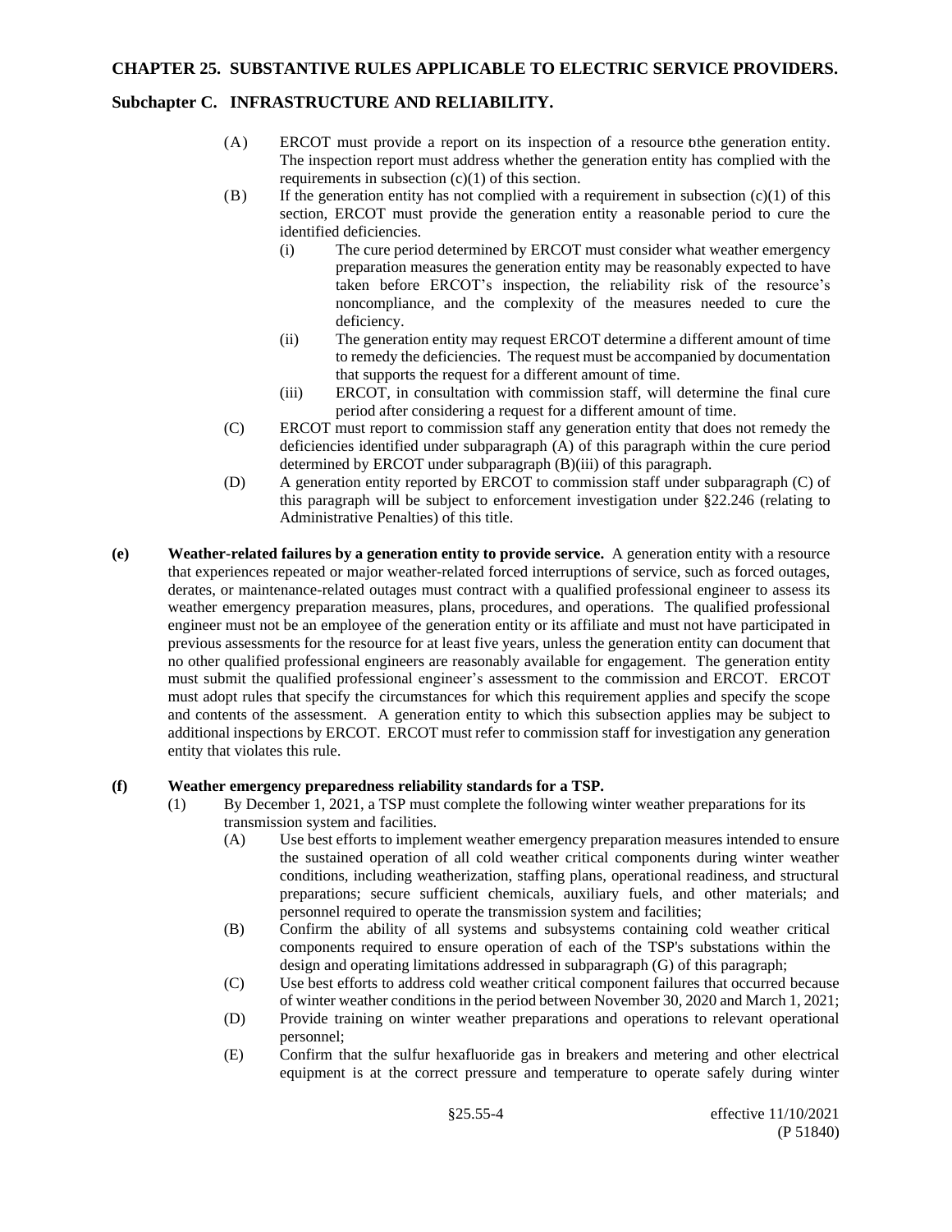(A) ERCOT must provide a report on its inspection of a resource to the generation entity. The inspection report must address whether the generation entity has complied with the requirements in subsection (c)(1) of this section.

(B) If the generation entity has not complied with a requirement in subsection (c)(1) of this section, ERCOT must provide the generation entity a reasonable period to cure the identified deficiencies.

(i) The cure period determined by ERCOT must consider what weather emergency preparation measures the generation entity may be reasonably expected to have taken before ERCOT's inspection, the reliability risk of the resource's noncompliance, and the complexity of the measures needed to cure the deficiency.

(ii) The generation entity may request ERCOT determine a different amount of time to remedy the deficiencies. The request must be accompanied by documentation that supports the request for a different amount of time.

(iii) ERCOT, in consultation with commission staff, will determine the final cure period after considering a request for a different amount of time.

(C) ERCOT must report to commission staff any generation entity that does not remedy the deficiencies identified under subparagraph (A) of this paragraph within the cure period determined by ERCOT under subparagraph (B)(iii) of this paragraph.

(D) A generation entity reported by ERCOT to commission staff under subparagraph (C) of this paragraph will be subject to enforcement investigation under §22.246 (relating to Administrative Penalties) of this title.

**(e) Weather-related failures by a generation entity to provide service.** A generation entity with a resource that experiences repeated or major weather-related forced interruptions of service, such as forced outages, derates, or maintenance-related outages must contract with a qualified professional engineer to assess its weather emergency preparation measures, plans, procedures, and operations. The qualified professional engineer must not be an employee of the generation entity or its affiliate and must not have participated in previous assessments for the resource for at least five years, unless the generation entity can document that no other qualified professional engineers are reasonably available for engagement. The generation entity must submit the qualified professional engineer's assessment to the commission and ERCOT. ERCOT must adopt rules that specify the circumstances for which this requirement applies and specify the scope and contents of the assessment. A generation entity to which this subsection applies may be subject to additional inspections by ERCOT. ERCOT must refer to commission staff for investigation any generation entity that violates this rule.

**(f) Weather emergency preparedness reliability standards for a TSP.**

(1) By December 1, 2021, a TSP must complete the following winter weather preparations for its transmission system and facilities.

(A) Use best efforts to implement weather emergency preparation measures intended to ensure the sustained operation of all cold weather critical components during winter weather conditions, including weatherization, staffing plans, operational readiness, and structural preparations; secure sufficient chemicals, auxiliary fuels, and other materials; and personnel required to operate the transmission system and facilities;

(B) Confirm the ability of all systems and subsystems containing cold weather critical components required to ensure operation of each of the TSP's substations within the design and operating limitations addressed in subparagraph (G) of this paragraph;

(C) Use best efforts to address cold weather critical component failures that occurred because of winter weather conditions in the period between November 30, 2020 and March 1, 2021;

(D) Provide training on winter weather preparations and operations to relevant operational personnel;

(E) Confirm that the sulfur hexafluoride gas in breakers and metering and other electrical equipment is at the correct pressure and temperature to operate safely during winter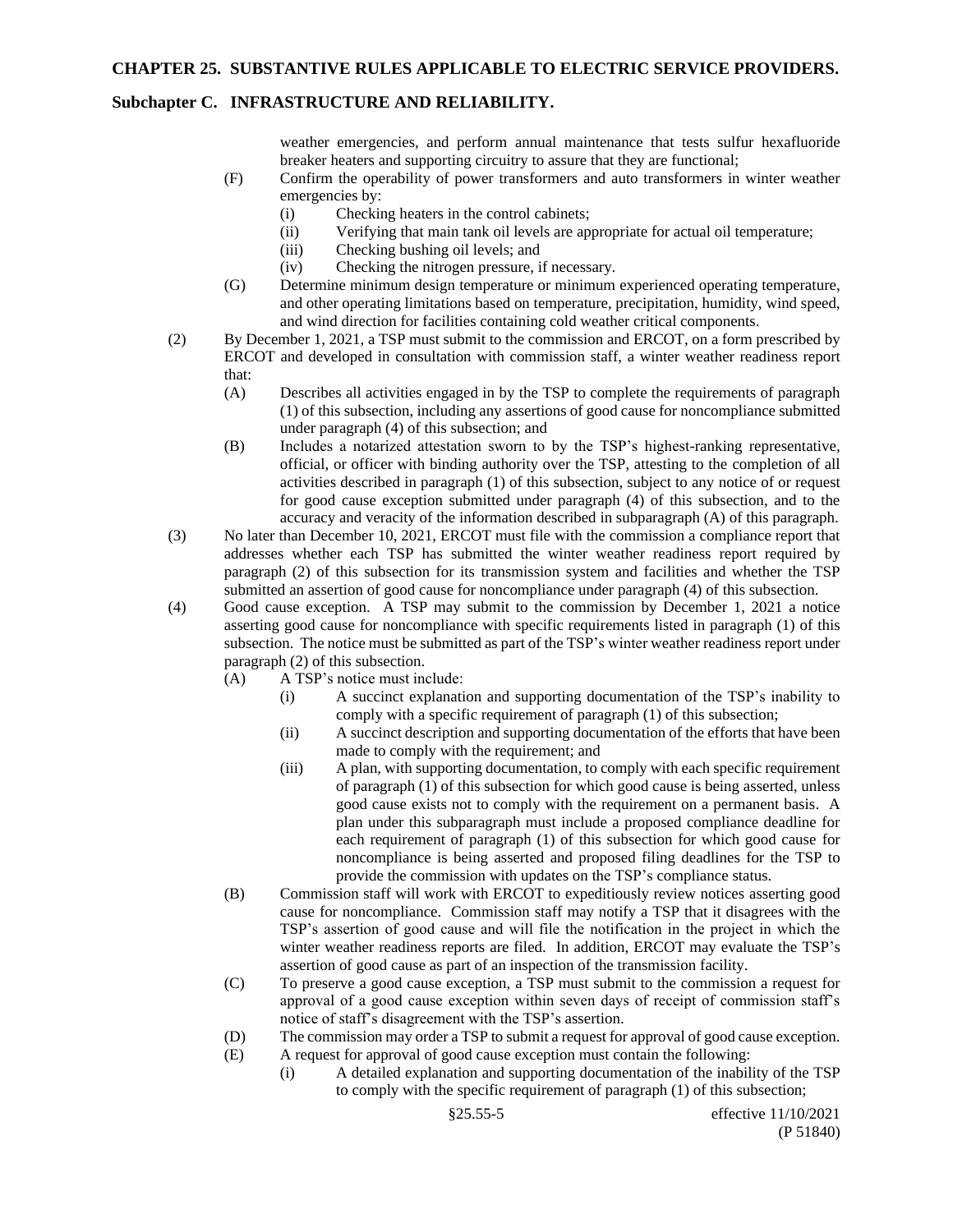weather emergencies, and perform annual maintenance that tests sulfur hexafluoride breaker heaters and supporting circuitry to assure that they are functional;

(F) Confirm the operability of power transformers and auto transformers in winter weather emergencies by:

(i) Checking heaters in the control cabinets;

(ii) Verifying that main tank oil levels are appropriate for actual oil temperature;

(iii) Checking bushing oil levels; and

(iv) Checking the nitrogen pressure, if necessary.

(G) Determine minimum design temperature or minimum experienced operating temperature, and other operating limitations based on temperature, precipitation, humidity, wind speed, and wind direction for facilities containing cold weather critical components.

(2) By December 1, 2021, a TSP must submit to the commission and ERCOT, on a form prescribed by ERCOT and developed in consultation with commission staff, a winter weather readiness report that:

(A) Describes all activities engaged in by the TSP to complete the requirements of paragraph (1) of this subsection, including any assertions of good cause for noncompliance submitted under paragraph (4) of this subsection; and

(B) Includes a notarized attestation sworn to by the TSP's highest-ranking representative, official, or officer with binding authority over the TSP, attesting to the completion of all activities described in paragraph (1) of this subsection, subject to any notice of or request for good cause exception submitted under paragraph (4) of this subsection, and to the accuracy and veracity of the information described in subparagraph (A) of this paragraph.

(3) No later than December 10, 2021, ERCOT must file with the commission a compliance report that addresses whether each TSP has submitted the winter weather readiness report required by paragraph (2) of this subsection for its transmission system and facilities and whether the TSP submitted an assertion of good cause for noncompliance under paragraph (4) of this subsection.

(4) Good cause exception. A TSP may submit to the commission by December 1, 2021 a notice asserting good cause for noncompliance with specific requirements listed in paragraph (1) of this subsection. The notice must be submitted as part of the TSP's winter weather readiness report under paragraph (2) of this subsection.

(A) A TSP's notice must include:

(i) A succinct explanation and supporting documentation of the TSP's inability to comply with a specific requirement of paragraph (1) of this subsection;

(ii) A succinct description and supporting documentation of the efforts that have been made to comply with the requirement; and

(iii) A plan, with supporting documentation, to comply with each specific requirement of paragraph (1) of this subsection for which good cause is being asserted, unless good cause exists not to comply with the requirement on a permanent basis. A plan under this subparagraph must include a proposed compliance deadline for each requirement of paragraph (1) of this subsection for which good cause for noncompliance is being asserted and proposed filing deadlines for the TSP to provide the commission with updates on the TSP's compliance status.

(B) Commission staff will work with ERCOT to expeditiously review notices asserting good cause for noncompliance. Commission staff may notify a TSP that it disagrees with the TSP's assertion of good cause and will file the notification in the project in which the winter weather readiness reports are filed. In addition, ERCOT may evaluate the TSP's assertion of good cause as part of an inspection of the transmission facility.

(C) To preserve a good cause exception, a TSP must submit to the commission a request for approval of a good cause exception within seven days of receipt of commission staff's notice of staff's disagreement with the TSP's assertion.

(D) The commission may order a TSP to submit a request for approval of good cause exception.

(E) A request for approval of good cause exception must contain the following:

(i) A detailed explanation and supporting documentation of the inability of the TSP to comply with the specific requirement of paragraph (1) of this subsection;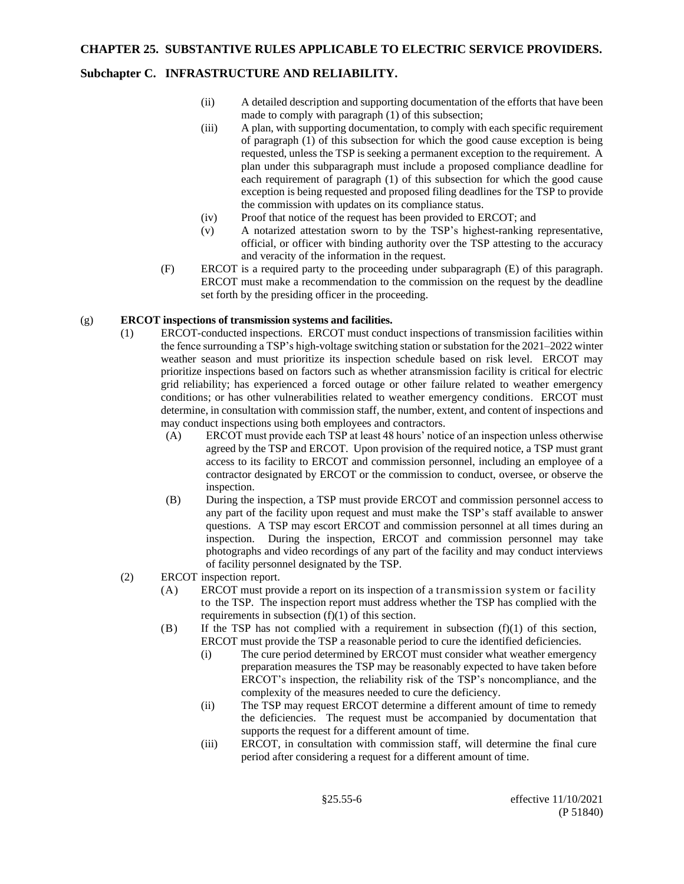(ii) A detailed description and supporting documentation of the efforts that have been made to comply with paragraph (1) of this subsection;

(iii) A plan, with supporting documentation, to comply with each specific requirement of paragraph (1) of this subsection for which the good cause exception is being requested, unless the TSP is seeking a permanent exception to the requirement. A plan under this subparagraph must include a proposed compliance deadline for each requirement of paragraph (1) of this subsection for which the good cause exception is being requested and proposed filing deadlines for the TSP to provide the commission with updates on its compliance status.

(iv) Proof that notice of the request has been provided to ERCOT; and

(v) A notarized attestation sworn to by the TSP's highest-ranking representative, official, or officer with binding authority over the TSP attesting to the accuracy and veracity of the information in the request.

(F) ERCOT is a required party to the proceeding under subparagraph (E) of this paragraph. ERCOT must make a recommendation to the commission on the request by the deadline set forth by the presiding officer in the proceeding.

(g) **ERCOT inspections of transmission systems and facilities.**

(1) ERCOT-conducted inspections. ERCOT must conduct inspections of transmission facilities within the fence surrounding a TSP's high-voltage switching station or substation for the 2021–2022 winter weather season and must prioritize its inspection schedule based on risk level. ERCOT may prioritize inspections based on factors such as whether atransmission facility is critical for electric grid reliability; has experienced a forced outage or other failure related to weather emergency conditions; or has other vulnerabilities related to weather emergency conditions. ERCOT must determine, in consultation with commission staff, the number, extent, and content of inspections and may conduct inspections using both employees and contractors.

(A) ERCOT must provide each TSP at least 48 hours' notice of an inspection unless otherwise agreed by the TSP and ERCOT. Upon provision of the required notice, a TSP must grant access to its facility to ERCOT and commission personnel, including an employee of a contractor designated by ERCOT or the commission to conduct, oversee, or observe the inspection.

(B) During the inspection, a TSP must provide ERCOT and commission personnel access to any part of the facility upon request and must make the TSP's staff available to answer questions. A TSP may escort ERCOT and commission personnel at all times during an inspection. During the inspection, ERCOT and commission personnel may take photographs and video recordings of any part of the facility and may conduct interviews of facility personnel designated by the TSP.

(2) ERCOT inspection report.

(A) ERCOT must provide a report on its inspection of a transmission system or facility to the TSP. The inspection report must address whether the TSP has complied with the requirements in subsection (f)(1) of this section.

(B) If the TSP has not complied with a requirement in subsection (f)(1) of this section, ERCOT must provide the TSP a reasonable period to cure the identified deficiencies.

(i) The cure period determined by ERCOT must consider what weather emergency preparation measures the TSP may be reasonably expected to have taken before ERCOT's inspection, the reliability risk of the TSP's noncompliance, and the complexity of the measures needed to cure the deficiency.

(ii) The TSP may request ERCOT determine a different amount of time to remedy the deficiencies. The request must be accompanied by documentation that supports the request for a different amount of time.

(iii) ERCOT, in consultation with commission staff, will determine the final cure period after considering a request for a different amount of time.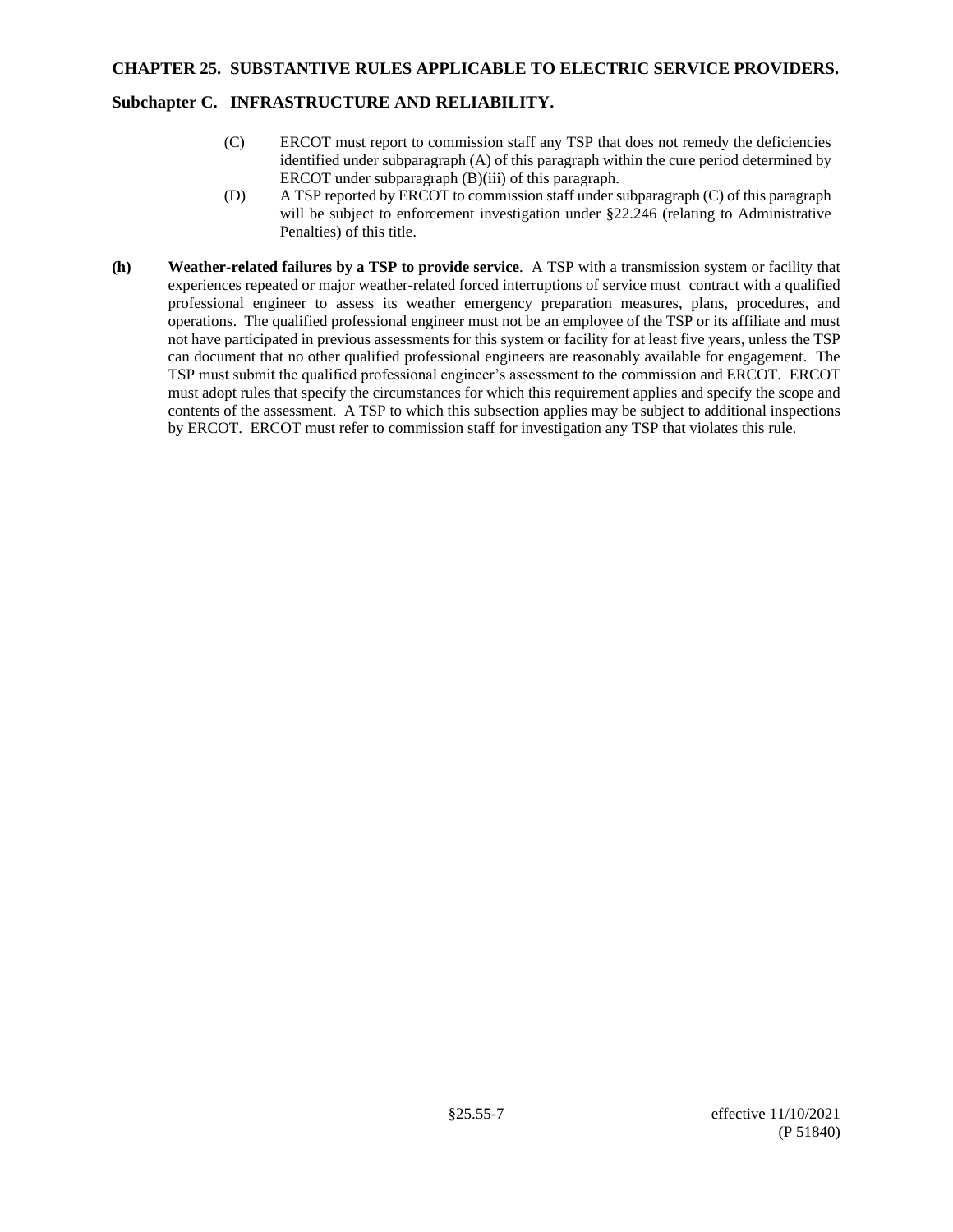(C) ERCOT must report to commission staff any TSP that does not remedy the deficiencies identified under subparagraph (A) of this paragraph within the cure period determined by ERCOT under subparagraph (B)(iii) of this paragraph.

(D) A TSP reported by ERCOT to commission staff under subparagraph (C) of this paragraph will be subject to enforcement investigation under §22.246 (relating to Administrative Penalties) of this title.

**(h) Weather-related failures by a TSP to provide service**. A TSP with a transmission system or facility that experiences repeated or major weather-related forced interruptions of service must contract with a qualified professional engineer to assess its weather emergency preparation measures, plans, procedures, and operations. The qualified professional engineer must not be an employee of the TSP or its affiliate and must not have participated in previous assessments for this system or facility for at least five years, unless the TSP can document that no other qualified professional engineers are reasonably available for engagement. The TSP must submit the qualified professional engineer's assessment to the commission and ERCOT. ERCOT must adopt rules that specify the circumstances for which this requirement applies and specify the scope and contents of the assessment. A TSP to which this subsection applies may be subject to additional inspections by ERCOT. ERCOT must refer to commission staff for investigation any TSP that violates this rule.